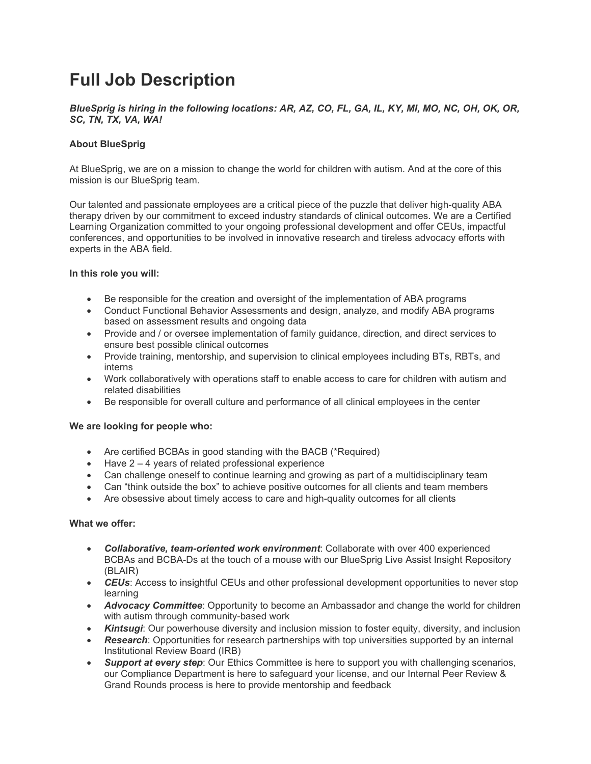# Full Job Description

***BlueSprig is hiring in the following locations: AR, AZ, CO, FL, GA, IL, KY, MI, MO, NC, OH, OK, OR, SC, TN, TX, VA, WA!***

**About BlueSprig**

At BlueSprig, we are on a mission to change the world for children with autism. And at the core of this mission is our BlueSprig team.

Our talented and passionate employees are a critical piece of the puzzle that deliver high-quality ABA therapy driven by our commitment to exceed industry standards of clinical outcomes. We are a Certified Learning Organization committed to your ongoing professional development and offer CEUs, impactful conferences, and opportunities to be involved in innovative research and tireless advocacy efforts with experts in the ABA field.

**In this role you will:**

- Be responsible for the creation and oversight of the implementation of ABA programs
- Conduct Functional Behavior Assessments and design, analyze, and modify ABA programs based on assessment results and ongoing data
- Provide and / or oversee implementation of family guidance, direction, and direct services to ensure best possible clinical outcomes
- Provide training, mentorship, and supervision to clinical employees including BTs, RBTs, and interns
- Work collaboratively with operations staff to enable access to care for children with autism and related disabilities
- Be responsible for overall culture and performance of all clinical employees in the center

**We are looking for people who:**

- Are certified BCBAs in good standing with the BACB (*Required)
- Have 2 – 4 years of related professional experience
- Can challenge oneself to continue learning and growing as part of a multidisciplinary team
- Can "think outside the box" to achieve positive outcomes for all clients and team members
- Are obsessive about timely access to care and high-quality outcomes for all clients

**What we offer:**

- ***Collaborative, team-oriented work environment***: Collaborate with over 400 experienced BCBAs and BCBA-Ds at the touch of a mouse with our BlueSprig Live Assist Insight Repository (BLAIR)
- ***CEUs***: Access to insightful CEUs and other professional development opportunities to never stop learning
- ***Advocacy Committee***: Opportunity to become an Ambassador and change the world for children with autism through community-based work
- ***Kintsugi***: Our powerhouse diversity and inclusion mission to foster equity, diversity, and inclusion
- ***Research***: Opportunities for research partnerships with top universities supported by an internal Institutional Review Board (IRB)
- ***Support at every step***: Our Ethics Committee is here to support you with challenging scenarios, our Compliance Department is here to safeguard your license, and our Internal Peer Review & Grand Rounds process is here to provide mentorship and feedback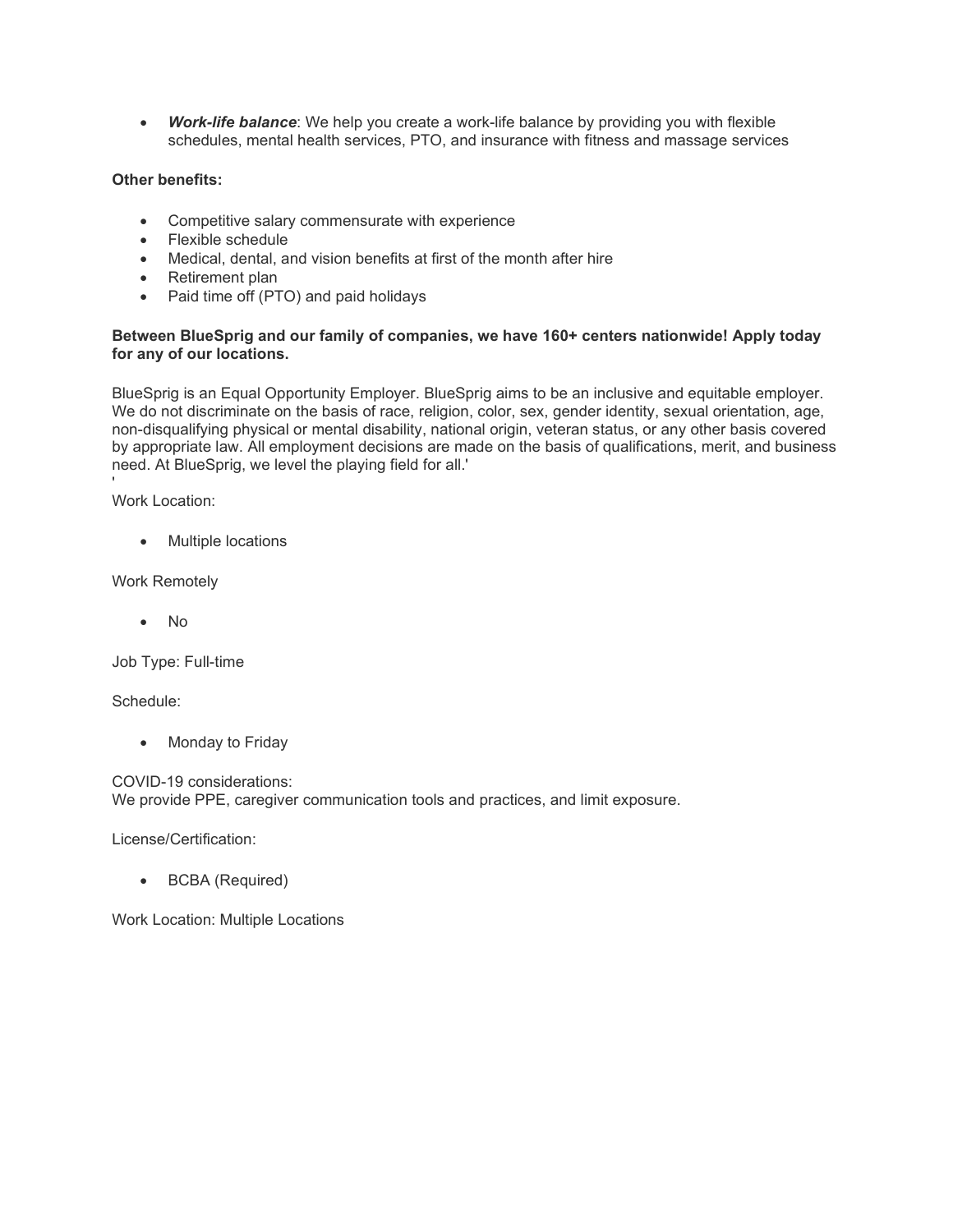- ***Work-life balance***: We help you create a work-life balance by providing you with flexible schedules, mental health services, PTO, and insurance with fitness and massage services

**Other benefits:**

- Competitive salary commensurate with experience
- Flexible schedule
- Medical, dental, and vision benefits at first of the month after hire
- Retirement plan
- Paid time off (PTO) and paid holidays

**Between BlueSprig and our family of companies, we have 160+ centers nationwide! Apply today for any of our locations.**

BlueSprig is an Equal Opportunity Employer. BlueSprig aims to be an inclusive and equitable employer. We do not discriminate on the basis of race, religion, color, sex, gender identity, sexual orientation, age, non-disqualifying physical or mental disability, national origin, veteran status, or any other basis covered by appropriate law. All employment decisions are made on the basis of qualifications, merit, and business need. At BlueSprig, we level the playing field for all.'
'

Work Location:

- Multiple locations

Work Remotely

- No

Job Type: Full-time

Schedule:

- Monday to Friday

COVID-19 considerations:
We provide PPE, caregiver communication tools and practices, and limit exposure.

License/Certification:

- BCBA (Required)

Work Location: Multiple Locations